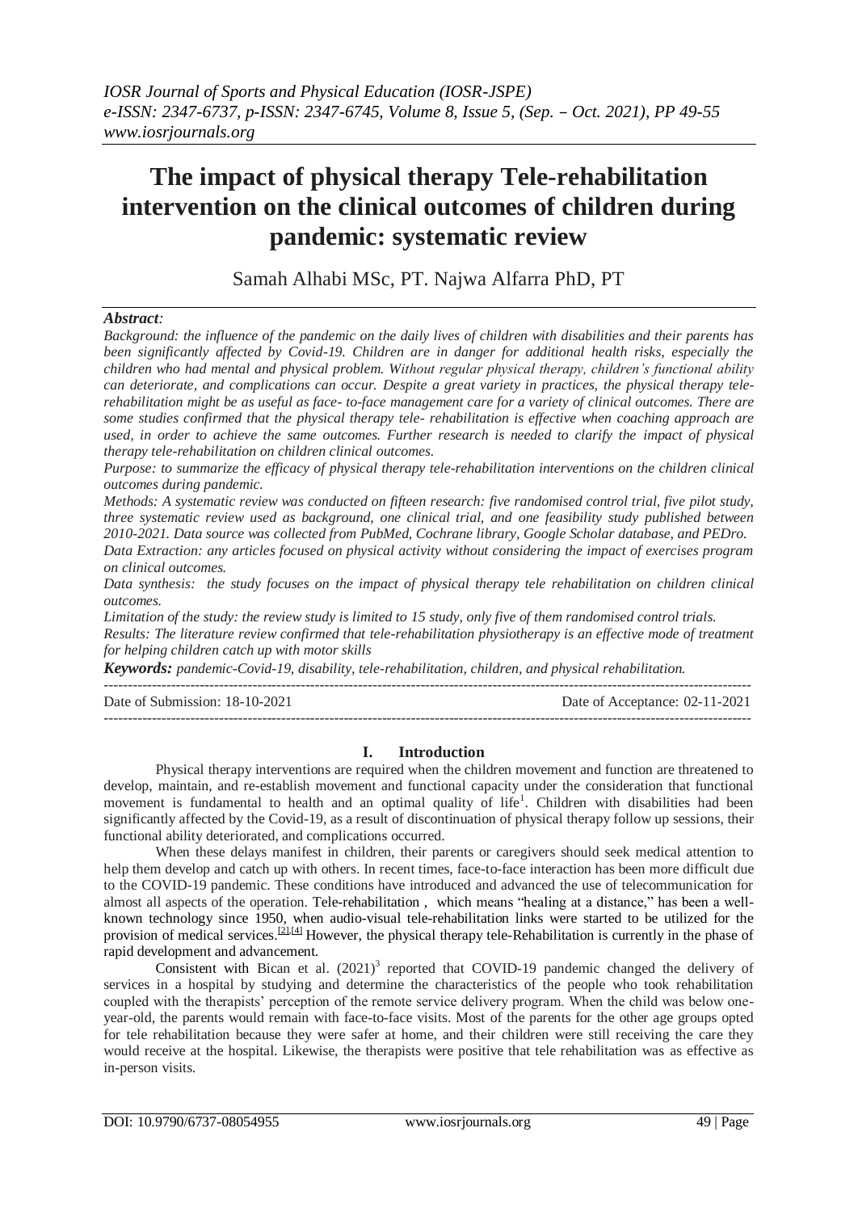# The impact of physical therapy Tele-rehabilitation intervention on the clinical outcomes of children during pandemic: systematic review

Samah Alhabi MSc, PT. Najwa Alfarra PhD, PT

***Abstract:***

*Background: the influence of the pandemic on the daily lives of children with disabilities and their parents has been significantly affected by Covid-19. Children are in danger for additional health risks, especially the children who had mental and physical problem. Without regular physical therapy, children's functional ability can deteriorate, and complications can occur. Despite a great variety in practices, the physical therapy tele-rehabilitation might be as useful as face- to-face management care for a variety of clinical outcomes. There are some studies confirmed that the physical therapy tele- rehabilitation is effective when coaching approach are used, in order to achieve the same outcomes. Further research is needed to clarify the impact of physical therapy tele-rehabilitation on children clinical outcomes.*

*Purpose: to summarize the efficacy of physical therapy tele-rehabilitation interventions on the children clinical outcomes during pandemic.*

*Methods: A systematic review was conducted on fifteen research: five randomised control trial, five pilot study, three systematic review used as background, one clinical trial, and one feasibility study published between 2010-2021. Data source was collected from PubMed, Cochrane library, Google Scholar database, and PEDro.*

*Data Extraction: any articles focused on physical activity without considering the impact of exercises program on clinical outcomes.*

*Data synthesis: the study focuses on the impact of physical therapy tele rehabilitation on children clinical outcomes.*

*Limitation of the study: the review study is limited to 15 study, only five of them randomised control trials.*

*Results: The literature review confirmed that tele-rehabilitation physiotherapy is an effective mode of treatment for helping children catch up with motor skills*

***Keywords:** pandemic-Covid-19, disability, tele-rehabilitation, children, and physical rehabilitation.*

---

Date of Submission: 18-10-2021 | Date of Acceptance: 02-11-2021

---

## I. Introduction

Physical therapy interventions are required when the children movement and function are threatened to develop, maintain, and re-establish movement and functional capacity under the consideration that functional movement is fundamental to health and an optimal quality of life[1]. Children with disabilities had been significantly affected by the Covid-19, as a result of discontinuation of physical therapy follow up sessions, their functional ability deteriorated, and complications occurred.

When these delays manifest in children, their parents or caregivers should seek medical attention to help them develop and catch up with others. In recent times, face-to-face interaction has been more difficult due to the COVID-19 pandemic. These conditions have introduced and advanced the use of telecommunication for almost all aspects of the operation. Tele-rehabilitation , which means "healing at a distance," has been a well-known technology since 1950, when audio-visual tele-rehabilitation links were started to be utilized for the provision of medical services.[2],[4] However, the physical therapy tele-Rehabilitation is currently in the phase of rapid development and advancement.

Consistent with Bican et al. (2021)[3] reported that COVID-19 pandemic changed the delivery of services in a hospital by studying and determine the characteristics of the people who took rehabilitation coupled with the therapists' perception of the remote service delivery program. When the child was below one-year-old, the parents would remain with face-to-face visits. Most of the parents for the other age groups opted for tele rehabilitation because they were safer at home, and their children were still receiving the care they would receive at the hospital. Likewise, the therapists were positive that tele rehabilitation was as effective as in-person visits.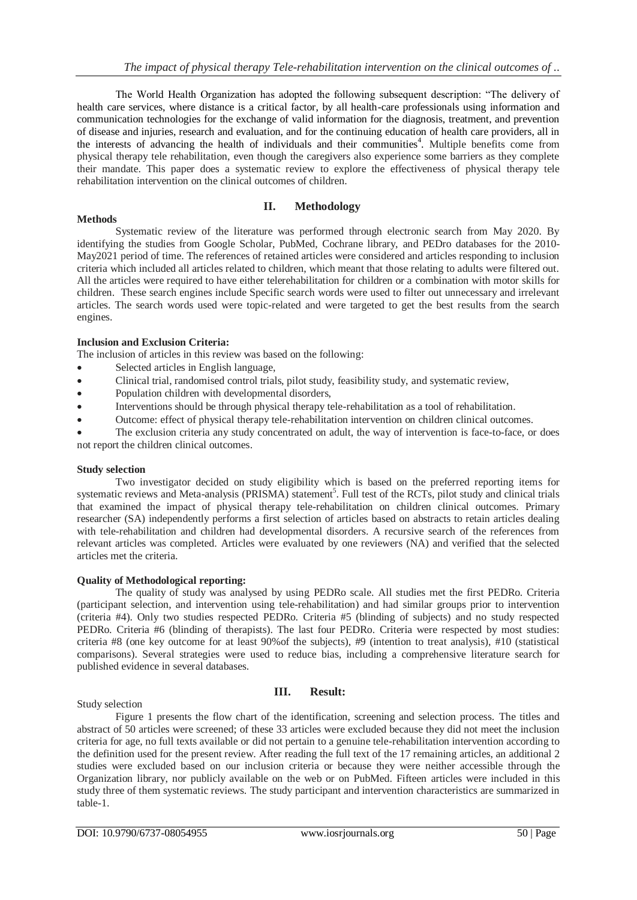The World Health Organization has adopted the following subsequent description: "The delivery of health care services, where distance is a critical factor, by all health-care professionals using information and communication technologies for the exchange of valid information for the diagnosis, treatment, and prevention of disease and injuries, research and evaluation, and for the continuing education of health care providers, all in the interests of advancing the health of individuals and their communities[4]. Multiple benefits come from physical therapy tele rehabilitation, even though the caregivers also experience some barriers as they complete their mandate. This paper does a systematic review to explore the effectiveness of physical therapy tele rehabilitation intervention on the clinical outcomes of children.

## II. Methodology

**Methods**

Systematic review of the literature was performed through electronic search from May 2020. By identifying the studies from Google Scholar, PubMed, Cochrane library, and PEDro databases for the 2010-May2021 period of time. The references of retained articles were considered and articles responding to inclusion criteria which included all articles related to children, which meant that those relating to adults were filtered out. All the articles were required to have either telerehabilitation for children or a combination with motor skills for children. These search engines include Specific search words were used to filter out unnecessary and irrelevant articles. The search words used were topic-related and were targeted to get the best results from the search engines.

**Inclusion and Exclusion Criteria:**

The inclusion of articles in this review was based on the following:

- Selected articles in English language,
- Clinical trial, randomised control trials, pilot study, feasibility study, and systematic review,
- Population children with developmental disorders,
- Interventions should be through physical therapy tele-rehabilitation as a tool of rehabilitation.
- Outcome: effect of physical therapy tele-rehabilitation intervention on children clinical outcomes.
- The exclusion criteria any study concentrated on adult, the way of intervention is face-to-face, or does not report the children clinical outcomes.

**Study selection**

Two investigator decided on study eligibility which is based on the preferred reporting items for systematic reviews and Meta-analysis (PRISMA) statement[5]. Full test of the RCTs, pilot study and clinical trials that examined the impact of physical therapy tele-rehabilitation on children clinical outcomes. Primary researcher (SA) independently performs a first selection of articles based on abstracts to retain articles dealing with tele-rehabilitation and children had developmental disorders. A recursive search of the references from relevant articles was completed. Articles were evaluated by one reviewers (NA) and verified that the selected articles met the criteria.

**Quality of Methodological reporting:**

The quality of study was analysed by using PEDRo scale. All studies met the first PEDRo. Criteria (participant selection, and intervention using tele-rehabilitation) and had similar groups prior to intervention (criteria #4). Only two studies respected PEDRo. Criteria #5 (blinding of subjects) and no study respected PEDRo. Criteria #6 (blinding of therapists). The last four PEDRo. Criteria were respected by most studies: criteria #8 (one key outcome for at least 90%of the subjects), #9 (intention to treat analysis), #10 (statistical comparisons). Several strategies were used to reduce bias, including a comprehensive literature search for published evidence in several databases.

## III. Result:

Study selection

Figure 1 presents the flow chart of the identification, screening and selection process. The titles and abstract of 50 articles were screened; of these 33 articles were excluded because they did not meet the inclusion criteria for age, no full texts available or did not pertain to a genuine tele-rehabilitation intervention according to the definition used for the present review. After reading the full text of the 17 remaining articles, an additional 2 studies were excluded based on our inclusion criteria or because they were neither accessible through the Organization library, nor publicly available on the web or on PubMed. Fifteen articles were included in this study three of them systematic reviews. The study participant and intervention characteristics are summarized in table-1.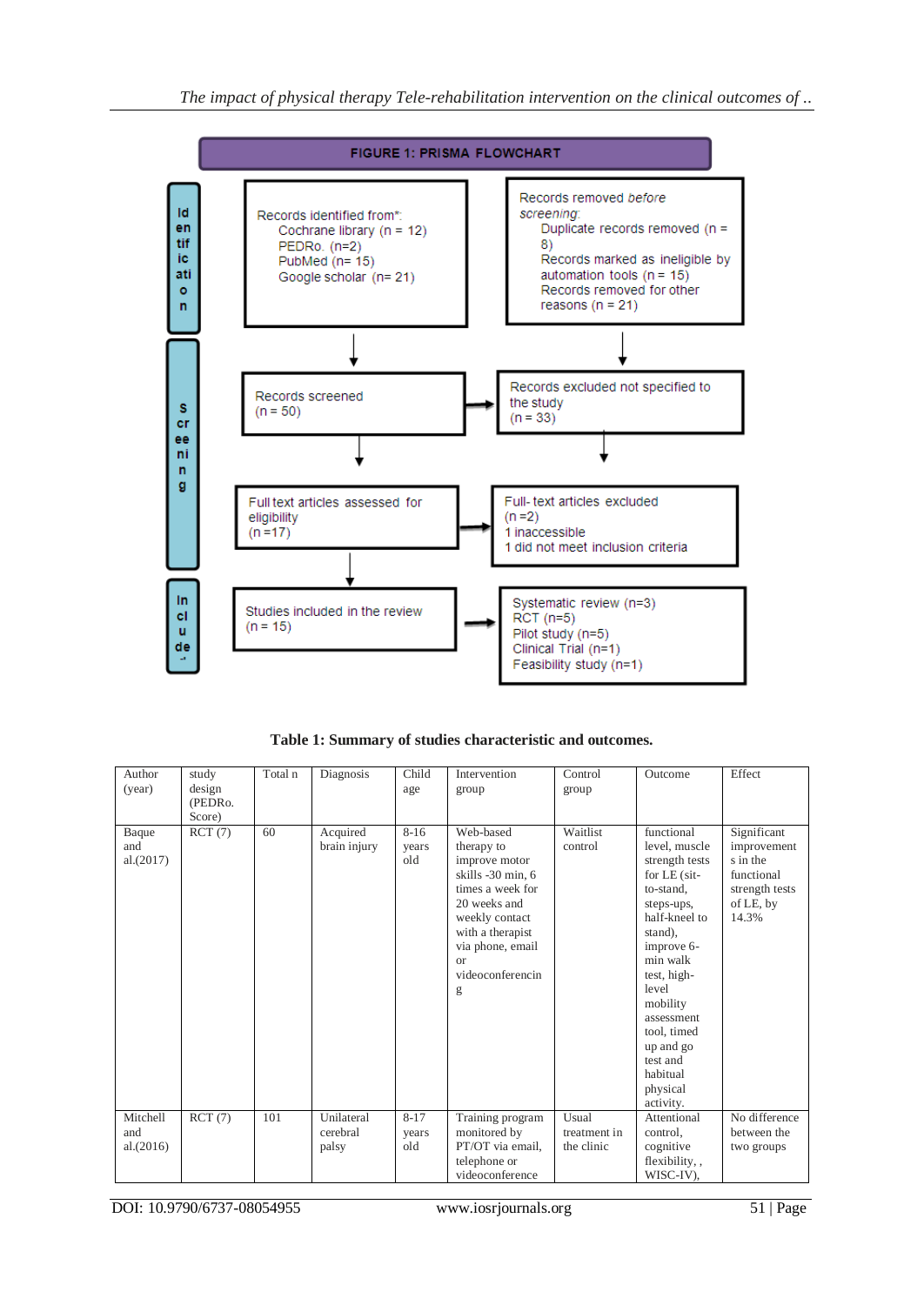**FIGURE 1: PRISMA FLOWCHART**

**Identification**

Records identified from*:
- Cochrane library (n = 12)
- PEDRo. (n=2)
- PubMed (n= 15)
- Google scholar (n= 21)

Records removed *before screening*:
- Duplicate records removed (n = 8)
- Records marked as ineligible by automation tools (n = 15)
- Records removed for other reasons (n = 21)

**Screening**

Records screened (n = 50) → Records excluded not specified to the study (n = 33)

Full text articles assessed for eligibility (n =17) → Full- text articles excluded (n =2): 1 inaccessible; 1 did not meet inclusion criteria

**Included**

Studies included in the review (n = 15) → Systematic review (n=3); RCT (n=5); Pilot study (n=5); Clinical Trial (n=1); Feasibility study (n=1)

**Table 1: Summary of studies characteristic and outcomes.**

| Author (year) | study design (PEDRo. Score) | Total n | Diagnosis | Child age | Intervention group | Control group | Outcome | Effect |
|---|---|---|---|---|---|---|---|---|
| Baque and al.(2017) | RCT (7) | 60 | Acquired brain injury | 8-16 years old | Web-based therapy to improve motor skills -30 min, 6 times a week for 20 weeks and weekly contact with a therapist via phone, email or videoconferencing | Waitlist control | functional level, muscle strength tests for LE (sit-to-stand, steps-ups, half-kneel to stand), improve 6-min walk test, high-level mobility assessment tool, timed up and go test and habitual physical activity. | Significant improvements in the functional strength tests of LE, by 14.3% |
| Mitchell and al.(2016) | RCT (7) | 101 | Unilateral cerebral palsy | 8-17 years old | Training program monitored by PT/OT via email, telephone or videoconference | Usual treatment in the clinic | Attentional control, cognitive flexibility, , WISC-IV), | No difference between the two groups |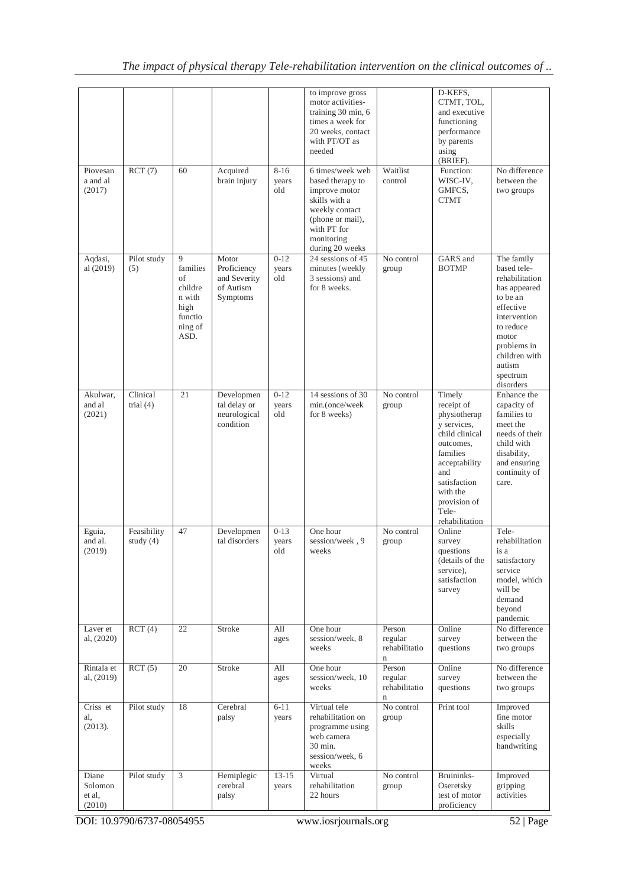| | | | | | to improve gross motor activities- training 30 min, 6 times a week for 20 weeks, contact with PT/OT as needed | | D-KEFS, CTMT, TOL, and executive functioning performance by parents using (BRIEF). | |
|---|---|---|---|---|---|---|---|---|
| Piovesan a and al (2017) | RCT (7) | 60 | Acquired brain injury | 8-16 years old | 6 times/week web based therapy to improve motor skills with a weekly contact (phone or mail), with PT for monitoring during 20 weeks | Waitlist control | Function: WISC-IV, GMFCS, CTMT | No difference between the two groups |
| Aqdasi, al (2019) | Pilot study (5) | 9 families of children with high functioning of ASD. | Motor Proficiency and Severity of Autism Symptoms | 0-12 years old | 24 sessions of 45 minutes (weekly 3 sessions) and for 8 weeks. | No control group | GARS and BOTMP | The family based tele-rehabilitation has appeared to be an effective intervention to reduce motor problems in children with autism spectrum disorders |
| Akulwar, and al (2021) | Clinical trial (4) | 21 | Developmental delay or neurological condition | 0-12 years old | 14 sessions of 30 min.(once/week for 8 weeks) | No control group | Timely receipt of physiotherapy services, child clinical outcomes, families acceptability and satisfaction with the provision of Tele-rehabilitation | Enhance the capacity of families to meet the needs of their child with disability, and ensuring continuity of care. |
| Eguia, and al. (2019) | Feasibility study (4) | 47 | Developmental disorders | 0-13 years old | One hour session/week , 9 weeks | No control group | Online survey questions (details of the service), satisfaction survey | Tele-rehabilitation is a satisfactory service model, which will be demand beyond pandemic |
| Laver et al, (2020) | RCT (4) | 22 | Stroke | All ages | One hour session/week, 8 weeks | Person regular rehabilitation | Online survey questions | No difference between the two groups |
| Rintala et al, (2019) | RCT (5) | 20 | Stroke | All ages | One hour session/week, 10 weeks | Person regular rehabilitation | Online survey questions | No difference between the two groups |
| Criss et al, (2013). | Pilot study | 18 | Cerebral palsy | 6-11 years | Virtual tele rehabilitation programme using web camera 30 min. session/week, 6 weeks | No control group | Print tool | Improved fine motor skills especially handwriting |
| Diane Solomon et al, (2010) | Pilot study | 3 | Hemiplegic cerebral palsy | 13-15 years | Virtual rehabilitation 22 hours | No control group | Bruininks-Oseretsky test of motor proficiency | Improved gripping activities |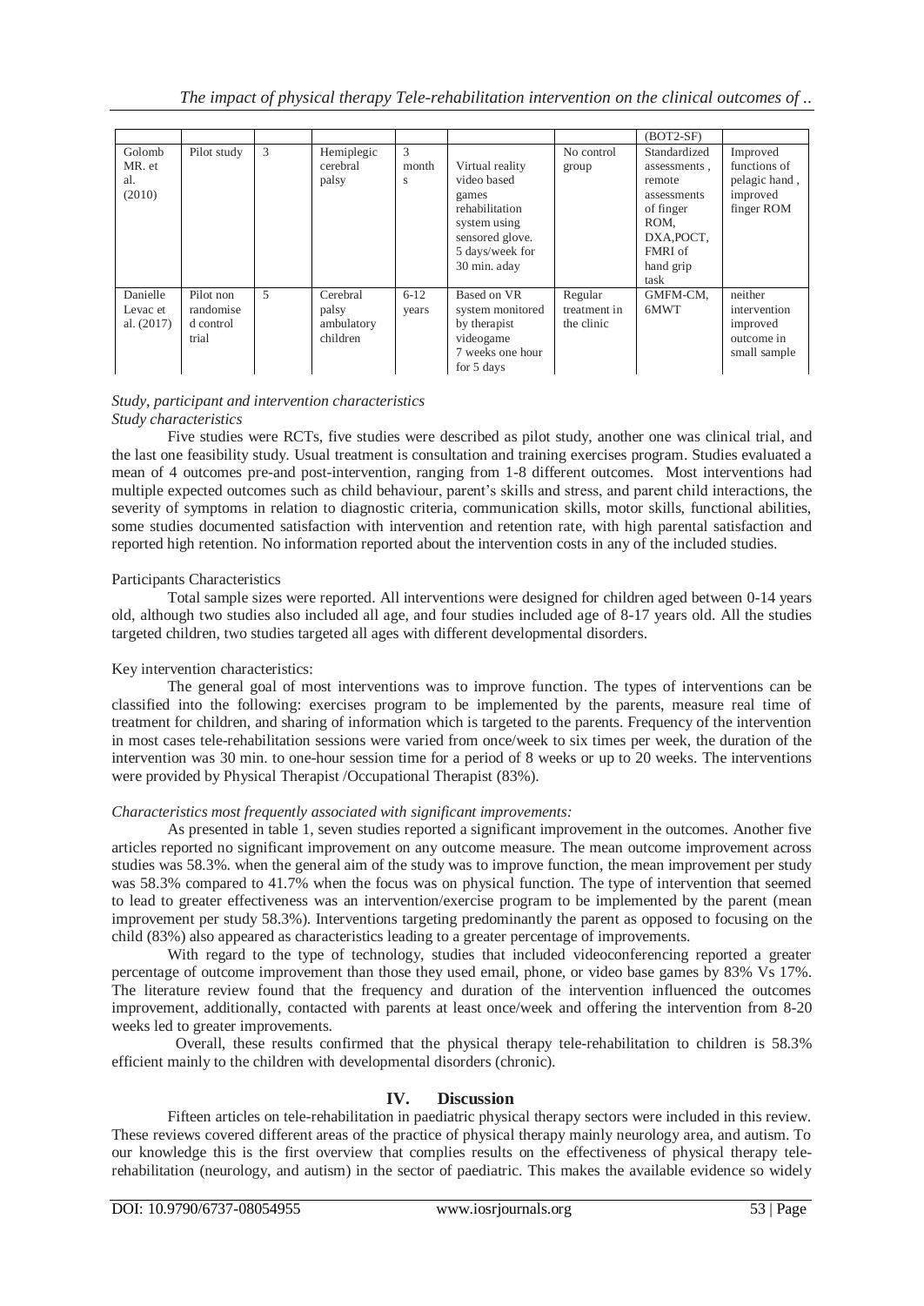| | | | | | | | (BOT2-SF) | |
|---|---|---|---|---|---|---|---|---|
| Golomb MR. et al. (2010) | Pilot study | 3 | Hemiplegic cerebral palsy | 3 months | Virtual reality video based games rehabilitation system using sensored glove. 5 days/week for 30 min. aday | No control group | Standardized assessments , remote assessments of finger ROM, DXA,POCT, FMRI of hand grip task | Improved functions of pelagic hand , improved finger ROM |
| Danielle Levac et al. (2017) | Pilot non randomised control trial | 5 | Cerebral palsy ambulatory children | 6-12 years | Based on VR system monitored by therapist videogame 7 weeks one hour for 5 days | Regular treatment in the clinic | GMFM-CM, 6MWT | neither intervention improved outcome in small sample |

*Study, participant and intervention characteristics*

*Study characteristics*

Five studies were RCTs, five studies were described as pilot study, another one was clinical trial, and the last one feasibility study. Usual treatment is consultation and training exercises program. Studies evaluated a mean of 4 outcomes pre-and post-intervention, ranging from 1-8 different outcomes. Most interventions had multiple expected outcomes such as child behaviour, parent's skills and stress, and parent child interactions, the severity of symptoms in relation to diagnostic criteria, communication skills, motor skills, functional abilities, some studies documented satisfaction with intervention and retention rate, with high parental satisfaction and reported high retention. No information reported about the intervention costs in any of the included studies.

Participants Characteristics

Total sample sizes were reported. All interventions were designed for children aged between 0-14 years old, although two studies also included all age, and four studies included age of 8-17 years old. All the studies targeted children, two studies targeted all ages with different developmental disorders.

Key intervention characteristics:

The general goal of most interventions was to improve function. The types of interventions can be classified into the following: exercises program to be implemented by the parents, measure real time of treatment for children, and sharing of information which is targeted to the parents. Frequency of the intervention in most cases tele-rehabilitation sessions were varied from once/week to six times per week, the duration of the intervention was 30 min. to one-hour session time for a period of 8 weeks or up to 20 weeks. The interventions were provided by Physical Therapist /Occupational Therapist (83%).

*Characteristics most frequently associated with significant improvements:*

As presented in table 1, seven studies reported a significant improvement in the outcomes. Another five articles reported no significant improvement on any outcome measure. The mean outcome improvement across studies was 58.3%. when the general aim of the study was to improve function, the mean improvement per study was 58.3% compared to 41.7% when the focus was on physical function. The type of intervention that seemed to lead to greater effectiveness was an intervention/exercise program to be implemented by the parent (mean improvement per study 58.3%). Interventions targeting predominantly the parent as opposed to focusing on the child (83%) also appeared as characteristics leading to a greater percentage of improvements.

With regard to the type of technology, studies that included videoconferencing reported a greater percentage of outcome improvement than those they used email, phone, or video base games by 83% Vs 17%. The literature review found that the frequency and duration of the intervention influenced the outcomes improvement, additionally, contacted with parents at least once/week and offering the intervention from 8-20 weeks led to greater improvements.

Overall, these results confirmed that the physical therapy tele-rehabilitation to children is 58.3% efficient mainly to the children with developmental disorders (chronic).

## IV. Discussion

Fifteen articles on tele-rehabilitation in paediatric physical therapy sectors were included in this review. These reviews covered different areas of the practice of physical therapy mainly neurology area, and autism. To our knowledge this is the first overview that complies results on the effectiveness of physical therapy tele-rehabilitation (neurology, and autism) in the sector of paediatric. This makes the available evidence so widely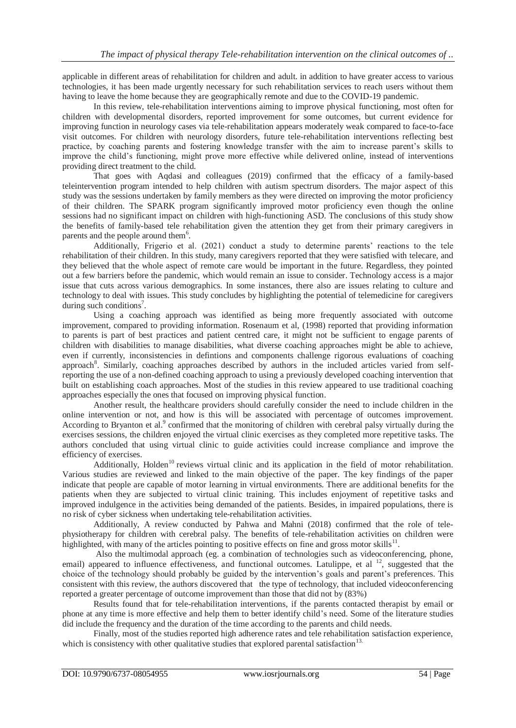applicable in different areas of rehabilitation for children and adult. in addition to have greater access to various technologies, it has been made urgently necessary for such rehabilitation services to reach users without them having to leave the home because they are geographically remote and due to the COVID-19 pandemic.

In this review, tele-rehabilitation interventions aiming to improve physical functioning, most often for children with developmental disorders, reported improvement for some outcomes, but current evidence for improving function in neurology cases via tele-rehabilitation appears moderately weak compared to face-to-face visit outcomes. For children with neurology disorders, future tele-rehabilitation interventions reflecting best practice, by coaching parents and fostering knowledge transfer with the aim to increase parent's skills to improve the child's functioning, might prove more effective while delivered online, instead of interventions providing direct treatment to the child.

That goes with Aqdasi and colleagues (2019) confirmed that the efficacy of a family-based teleintervention program intended to help children with autism spectrum disorders. The major aspect of this study was the sessions undertaken by family members as they were directed on improving the motor proficiency of their children. The SPARK program significantly improved motor proficiency even though the online sessions had no significant impact on children with high-functioning ASD. The conclusions of this study show the benefits of family-based tele rehabilitation given the attention they get from their primary caregivers in parents and the people around them[6].

Additionally, Frigerio et al. (2021) conduct a study to determine parents' reactions to the tele rehabilitation of their children. In this study, many caregivers reported that they were satisfied with telecare, and they believed that the whole aspect of remote care would be important in the future. Regardless, they pointed out a few barriers before the pandemic, which would remain an issue to consider. Technology access is a major issue that cuts across various demographics. In some instances, there also are issues relating to culture and technology to deal with issues. This study concludes by highlighting the potential of telemedicine for caregivers during such conditions[7].

Using a coaching approach was identified as being more frequently associated with outcome improvement, compared to providing information. Rosenaum et al, (1998) reported that providing information to parents is part of best practices and patient centred care, it might not be sufficient to engage parents of children with disabilities to manage disabilities, what diverse coaching approaches might be able to achieve, even if currently, inconsistencies in defintions and components challenge rigorous evaluations of coaching approach[8]. Similarly, coaching approaches described by authors in the included articles varied from self-reporting the use of a non-defined coaching approach to using a previously developed coaching intervention that built on establishing coach approaches. Most of the studies in this review appeared to use traditional coaching approaches especially the ones that focused on improving physical function.

Another result, the healthcare providers should carefully consider the need to include children in the online intervention or not, and how is this will be associated with percentage of outcomes improvement. According to Bryanton et al.[9] confirmed that the monitoring of children with cerebral palsy virtually during the exercises sessions, the children enjoyed the virtual clinic exercises as they completed more repetitive tasks. The authors concluded that using virtual clinic to guide activities could increase compliance and improve the efficiency of exercises.

Additionally, Holden[10] reviews virtual clinic and its application in the field of motor rehabilitation. Various studies are reviewed and linked to the main objective of the paper. The key findings of the paper indicate that people are capable of motor learning in virtual environments. There are additional benefits for the patients when they are subjected to virtual clinic training. This includes enjoyment of repetitive tasks and improved indulgence in the activities being demanded of the patients. Besides, in impaired populations, there is no risk of cyber sickness when undertaking tele-rehabilitation activities.

Additionally, A review conducted by Pahwa and Mahni (2018) confirmed that the role of tele-physiotherapy for children with cerebral palsy. The benefits of tele-rehabilitation activities on children were highlighted, with many of the articles pointing to positive effects on fine and gross motor skills[11].

Also the multimodal approach (eg. a combination of technologies such as videoconferencing, phone, email) appeared to influence effectiveness, and functional outcomes. Latulippe, et al [12], suggested that the choice of the technology should probably be guided by the intervention's goals and parent's preferences. This consistent with this review, the authors discovered that the type of technology, that included videoconferencing reported a greater percentage of outcome improvement than those that did not by (83%)

Results found that for tele-rehabilitation interventions, if the parents contacted therapist by email or phone at any time is more effective and help them to better identify child's need. Some of the literature studies did include the frequency and the duration of the time according to the parents and child needs.

Finally, most of the studies reported high adherence rates and tele rehabilitation satisfaction experience, which is consistency with other qualitative studies that explored parental satisfaction[13].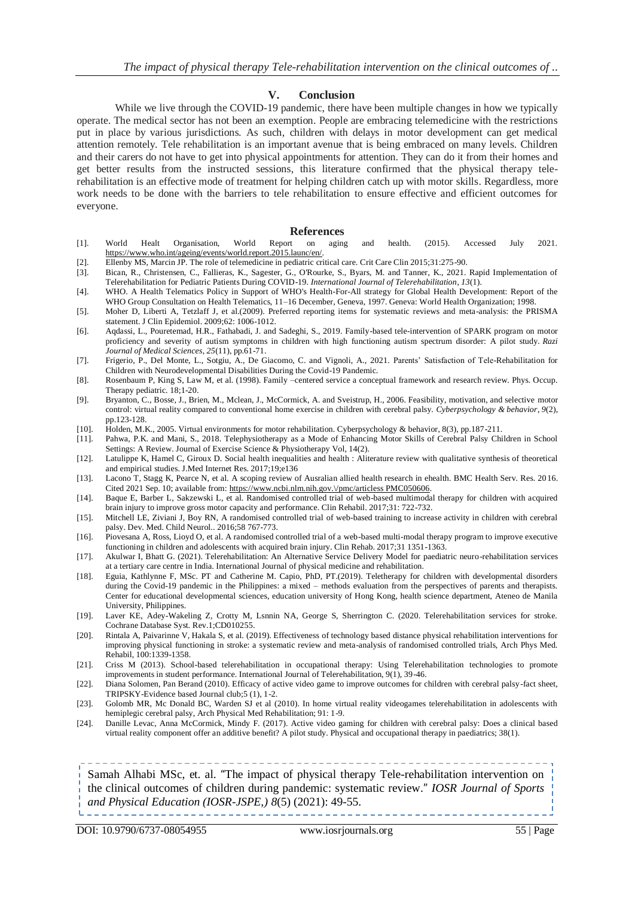## V. Conclusion

While we live through the COVID-19 pandemic, there have been multiple changes in how we typically operate. The medical sector has not been an exemption. People are embracing telemedicine with the restrictions put in place by various jurisdictions. As such, children with delays in motor development can get medical attention remotely. Tele rehabilitation is an important avenue that is being embraced on many levels. Children and their carers do not have to get into physical appointments for attention. They can do it from their homes and get better results from the instructed sessions, this literature confirmed that the physical therapy tele-rehabilitation is an effective mode of treatment for helping children catch up with motor skills. Regardless, more work needs to be done with the barriers to tele rehabilitation to ensure effective and efficient outcomes for everyone.

## References

[1]. World Healt Organisation, World Report on aging and health. (2015). Accessed July 2021. https://www.who.int/ageing/events/world.report.2015.launc/en/.

[2]. Ellenby MS, Marcin JP. The role of telemedicine in pediatric critical care. Crit Care Clin 2015;31:275-90.

[3]. Bican, R., Christensen, C., Fallieras, K., Sagester, G., O'Rourke, S., Byars, M. and Tanner, K., 2021. Rapid Implementation of Telerehabilitation for Pediatric Patients During COVID-19. *International Journal of Telerehabilitation*, *13*(1).

[4]. WHO. A Health Telematics Policy in Support of WHO's Health-For-All strategy for Global Health Development: Report of the WHO Group Consultation on Health Telematics, 11–16 December, Geneva, 1997. Geneva: World Health Organization; 1998.

[5]. Moher D, Liberti A, Tetzlaff J, et al.(2009). Preferred reporting items for systematic reviews and meta-analysis: the PRISMA statement. J Clin Epidemiol. 2009;62: 1006-1012.

[6]. Aqdassi, L., Pouretemad, H.R., Fathabadi, J. and Sadeghi, S., 2019. Family-based tele-intervention of SPARK program on motor proficiency and severity of autism symptoms in children with high functioning autism spectrum disorder: A pilot study. *Razi Journal of Medical Sciences*, *25*(11), pp.61-71.

[7]. Frigerio, P., Del Monte, L., Sotgiu, A., De Giacomo, C. and Vignoli, A., 2021. Parents' Satisfaction of Tele-Rehabilitation for Children with Neurodevelopmental Disabilities During the Covid-19 Pandemic.

[8]. Rosenbaum P, King S, Law M, et al. (1998). Family –centered service a conceptual framework and research review. Phys. Occup. Therapy pediatric. 18;1-20.

[9]. Bryanton, C., Bosse, J., Brien, M., Mclean, J., McCormick, A. and Sveistrup, H., 2006. Feasibility, motivation, and selective motor control: virtual reality compared to conventional home exercise in children with cerebral palsy. *Cyberpsychology & behavior*, *9*(2), pp.123-128.

[10]. Holden, M.K., 2005. Virtual environments for motor rehabilitation. Cyberpsychology & behavior, 8(3), pp.187-211.

[11]. Pahwa, P.K. and Mani, S., 2018. Telephysiotherapy as a Mode of Enhancing Motor Skills of Cerebral Palsy Children in School Settings: A Review. Journal of Exercise Science & Physiotherapy Vol, 14(2).

[12]. Latulippe K, Hamel C, Giroux D. Social health inequalities and health : Aliterature review with qualitative synthesis of theoretical and empirical studies. J.Med Internet Res. 2017;19;e136

[13]. Lacono T, Stagg K, Pearce N, et al. A scoping review of Ausralian allied health research in ehealth. BMC Health Serv. Res. 2016. Cited 2021 Sep. 10; available from: https://www.ncbi.nlm.nih.gov.\/pmc/articless PMC050606.

[14]. Baque E, Barber L, Sakzewski L, et al. Randomised controlled trial of web-based multimodal therapy for children with acquired brain injury to improve gross motor capacity and performance. Clin Rehabil. 2017;31: 722-732.

[15]. Mitchell LE, Ziviani J, Boy RN, A randomised controlled trial of web-based training to increase activity in children with cerebral palsy. Dev. Med. Child Neurol.. 2016;58 767-773.

[16]. Piovesana A, Ross, Lioyd O, et al. A randomised controlled trial of a web-based multi-modal therapy program to improve executive functioning in children and adolescents with acquired brain injury. Clin Rehab. 2017;31 1351-1363.

[17]. Akulwar I, Bhatt G. (2021). Telerehabilitation: An Alternative Service Delivery Model for paediatric neuro-rehabilitation services at a tertiary care centre in India. International Journal of physical medicine and rehabilitation.

[18]. Eguia, Kathlynne F, MSc. PT and Catherine M. Capio, PhD, PT.(2019). Teletherapy for children with developmental disorders during the Covid-19 pandemic in the Philippines: a mixed – methods evaluation from the perspectives of parents and therapists. Center for educational developmental sciences, education university of Hong Kong, health science department, Ateneo de Manila University, Philippines.

[19]. Laver KE, Adey-Wakeling Z, Crotty M, Lsnnin NA, George S, Sherrington C. (2020. Telerehabilitation services for stroke. Cochrane Database Syst. Rev.1;CD010255.

[20]. Rintala A, Paivarinne V, Hakala S, et al. (2019). Effectiveness of technology based distance physical rehabilitation interventions for improving physical functioning in stroke: a systematic review and meta-analysis of randomised controlled trials, Arch Phys Med. Rehabil, 100:1339-1358.

[21]. Criss M (2013). School-based telerehabilitation in occupational therapy: Using Telerehabilitation technologies to promote improvements in student performance. International Journal of Telerehabilitation, 9(1), 39-46.

[22]. Diana Solomen, Pan Berand (2010). Efficacy of active video game to improve outcomes for children with cerebral palsy-fact sheet, TRIPSKY-Evidence based Journal club;5 (1), 1-2.

[23]. Golomb MR, Mc Donald BC, Warden SJ et al (2010). In home virtual reality videogames telerehabilitation in adolescents with hemiplegic cerebral palsy, Arch Physical Med Rehabilitation; 91: 1-9.

[24]. Danille Levac, Anna McCormick, Mindy F. (2017). Active video gaming for children with cerebral palsy: Does a clinical based virtual reality component offer an additive benefit? A pilot study. Physical and occupational therapy in paediatrics; 38(1).

Samah Alhabi MSc, et. al. "The impact of physical therapy Tele-rehabilitation intervention on the clinical outcomes of children during pandemic: systematic review." *IOSR Journal of Sports and Physical Education (IOSR-JSPE,) 8*(5) (2021): 49-55.